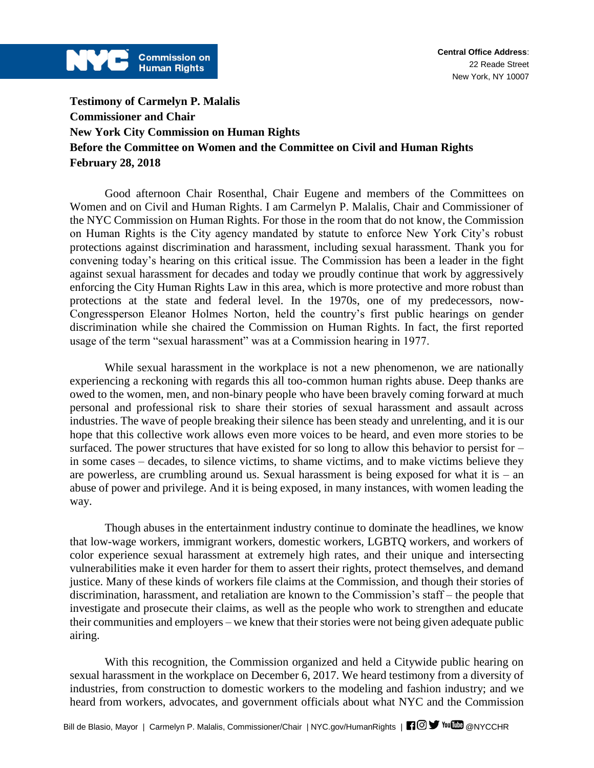NYC Commission on Human Rights

**Central Office Address**:
22 Reade Street
New York, NY 10007

**Testimony of Carmelyn P. Malalis**
**Commissioner and Chair**
**New York City Commission on Human Rights**
**Before the Committee on Women and the Committee on Civil and Human Rights**
**February 28, 2018**

Good afternoon Chair Rosenthal, Chair Eugene and members of the Committees on Women and on Civil and Human Rights. I am Carmelyn P. Malalis, Chair and Commissioner of the NYC Commission on Human Rights. For those in the room that do not know, the Commission on Human Rights is the City agency mandated by statute to enforce New York City's robust protections against discrimination and harassment, including sexual harassment. Thank you for convening today's hearing on this critical issue. The Commission has been a leader in the fight against sexual harassment for decades and today we proudly continue that work by aggressively enforcing the City Human Rights Law in this area, which is more protective and more robust than protections at the state and federal level. In the 1970s, one of my predecessors, now-Congressperson Eleanor Holmes Norton, held the country's first public hearings on gender discrimination while she chaired the Commission on Human Rights. In fact, the first reported usage of the term "sexual harassment" was at a Commission hearing in 1977.

While sexual harassment in the workplace is not a new phenomenon, we are nationally experiencing a reckoning with regards this all too-common human rights abuse. Deep thanks are owed to the women, men, and non-binary people who have been bravely coming forward at much personal and professional risk to share their stories of sexual harassment and assault across industries. The wave of people breaking their silence has been steady and unrelenting, and it is our hope that this collective work allows even more voices to be heard, and even more stories to be surfaced. The power structures that have existed for so long to allow this behavior to persist for – in some cases – decades, to silence victims, to shame victims, and to make victims believe they are powerless, are crumbling around us. Sexual harassment is being exposed for what it is – an abuse of power and privilege. And it is being exposed, in many instances, with women leading the way.

Though abuses in the entertainment industry continue to dominate the headlines, we know that low-wage workers, immigrant workers, domestic workers, LGBTQ workers, and workers of color experience sexual harassment at extremely high rates, and their unique and intersecting vulnerabilities make it even harder for them to assert their rights, protect themselves, and demand justice. Many of these kinds of workers file claims at the Commission, and though their stories of discrimination, harassment, and retaliation are known to the Commission's staff – the people that investigate and prosecute their claims, as well as the people who work to strengthen and educate their communities and employers – we knew that their stories were not being given adequate public airing.

With this recognition, the Commission organized and held a Citywide public hearing on sexual harassment in the workplace on December 6, 2017. We heard testimony from a diversity of industries, from construction to domestic workers to the modeling and fashion industry; and we heard from workers, advocates, and government officials about what NYC and the Commission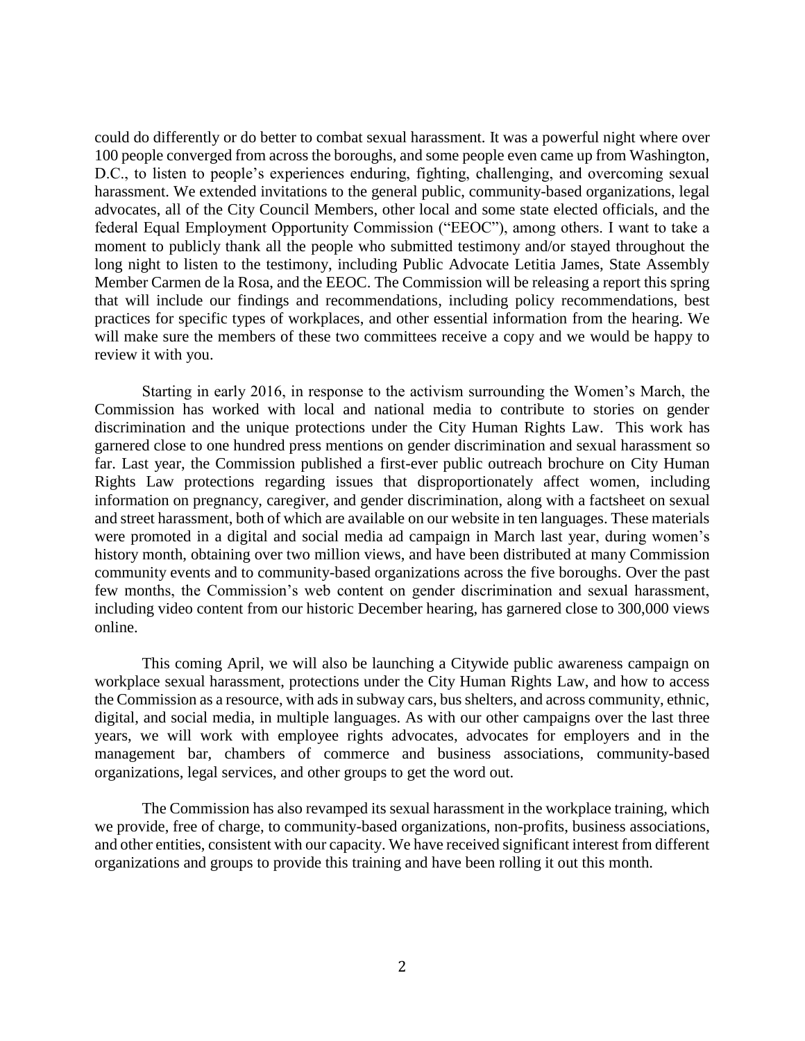could do differently or do better to combat sexual harassment. It was a powerful night where over 100 people converged from across the boroughs, and some people even came up from Washington, D.C., to listen to people's experiences enduring, fighting, challenging, and overcoming sexual harassment. We extended invitations to the general public, community-based organizations, legal advocates, all of the City Council Members, other local and some state elected officials, and the federal Equal Employment Opportunity Commission ("EEOC"), among others. I want to take a moment to publicly thank all the people who submitted testimony and/or stayed throughout the long night to listen to the testimony, including Public Advocate Letitia James, State Assembly Member Carmen de la Rosa, and the EEOC. The Commission will be releasing a report this spring that will include our findings and recommendations, including policy recommendations, best practices for specific types of workplaces, and other essential information from the hearing. We will make sure the members of these two committees receive a copy and we would be happy to review it with you.

Starting in early 2016, in response to the activism surrounding the Women's March, the Commission has worked with local and national media to contribute to stories on gender discrimination and the unique protections under the City Human Rights Law. This work has garnered close to one hundred press mentions on gender discrimination and sexual harassment so far. Last year, the Commission published a first-ever public outreach brochure on City Human Rights Law protections regarding issues that disproportionately affect women, including information on pregnancy, caregiver, and gender discrimination, along with a factsheet on sexual and street harassment, both of which are available on our website in ten languages. These materials were promoted in a digital and social media ad campaign in March last year, during women's history month, obtaining over two million views, and have been distributed at many Commission community events and to community-based organizations across the five boroughs. Over the past few months, the Commission's web content on gender discrimination and sexual harassment, including video content from our historic December hearing, has garnered close to 300,000 views online.

This coming April, we will also be launching a Citywide public awareness campaign on workplace sexual harassment, protections under the City Human Rights Law, and how to access the Commission as a resource, with ads in subway cars, bus shelters, and across community, ethnic, digital, and social media, in multiple languages. As with our other campaigns over the last three years, we will work with employee rights advocates, advocates for employers and in the management bar, chambers of commerce and business associations, community-based organizations, legal services, and other groups to get the word out.

The Commission has also revamped its sexual harassment in the workplace training, which we provide, free of charge, to community-based organizations, non-profits, business associations, and other entities, consistent with our capacity. We have received significant interest from different organizations and groups to provide this training and have been rolling it out this month.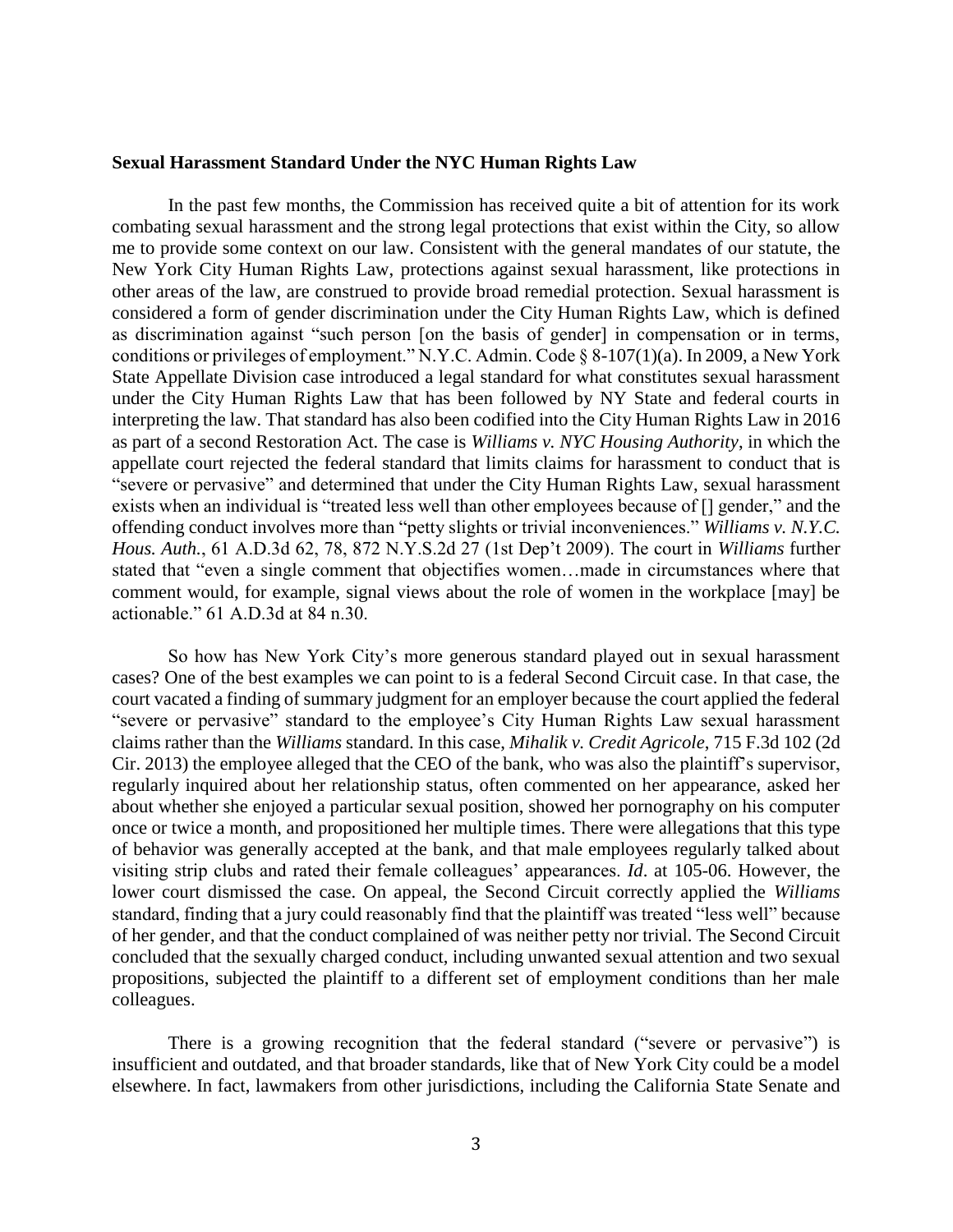**Sexual Harassment Standard Under the NYC Human Rights Law**

In the past few months, the Commission has received quite a bit of attention for its work combating sexual harassment and the strong legal protections that exist within the City, so allow me to provide some context on our law. Consistent with the general mandates of our statute, the New York City Human Rights Law, protections against sexual harassment, like protections in other areas of the law, are construed to provide broad remedial protection. Sexual harassment is considered a form of gender discrimination under the City Human Rights Law, which is defined as discrimination against "such person [on the basis of gender] in compensation or in terms, conditions or privileges of employment." N.Y.C. Admin. Code § 8-107(1)(a). In 2009, a New York State Appellate Division case introduced a legal standard for what constitutes sexual harassment under the City Human Rights Law that has been followed by NY State and federal courts in interpreting the law. That standard has also been codified into the City Human Rights Law in 2016 as part of a second Restoration Act. The case is *Williams v. NYC Housing Authority*, in which the appellate court rejected the federal standard that limits claims for harassment to conduct that is "severe or pervasive" and determined that under the City Human Rights Law, sexual harassment exists when an individual is "treated less well than other employees because of [] gender," and the offending conduct involves more than "petty slights or trivial inconveniences." *Williams v. N.Y.C. Hous. Auth.*, 61 A.D.3d 62, 78, 872 N.Y.S.2d 27 (1st Dep't 2009). The court in *Williams* further stated that "even a single comment that objectifies women…made in circumstances where that comment would, for example, signal views about the role of women in the workplace [may] be actionable." 61 A.D.3d at 84 n.30.

So how has New York City's more generous standard played out in sexual harassment cases? One of the best examples we can point to is a federal Second Circuit case. In that case, the court vacated a finding of summary judgment for an employer because the court applied the federal "severe or pervasive" standard to the employee's City Human Rights Law sexual harassment claims rather than the *Williams* standard. In this case, *Mihalik v. Credit Agricole*, 715 F.3d 102 (2d Cir. 2013) the employee alleged that the CEO of the bank, who was also the plaintiff's supervisor, regularly inquired about her relationship status, often commented on her appearance, asked her about whether she enjoyed a particular sexual position, showed her pornography on his computer once or twice a month, and propositioned her multiple times. There were allegations that this type of behavior was generally accepted at the bank, and that male employees regularly talked about visiting strip clubs and rated their female colleagues' appearances. *Id*. at 105-06. However, the lower court dismissed the case. On appeal, the Second Circuit correctly applied the *Williams* standard, finding that a jury could reasonably find that the plaintiff was treated "less well" because of her gender, and that the conduct complained of was neither petty nor trivial. The Second Circuit concluded that the sexually charged conduct, including unwanted sexual attention and two sexual propositions, subjected the plaintiff to a different set of employment conditions than her male colleagues.

There is a growing recognition that the federal standard ("severe or pervasive") is insufficient and outdated, and that broader standards, like that of New York City could be a model elsewhere. In fact, lawmakers from other jurisdictions, including the California State Senate and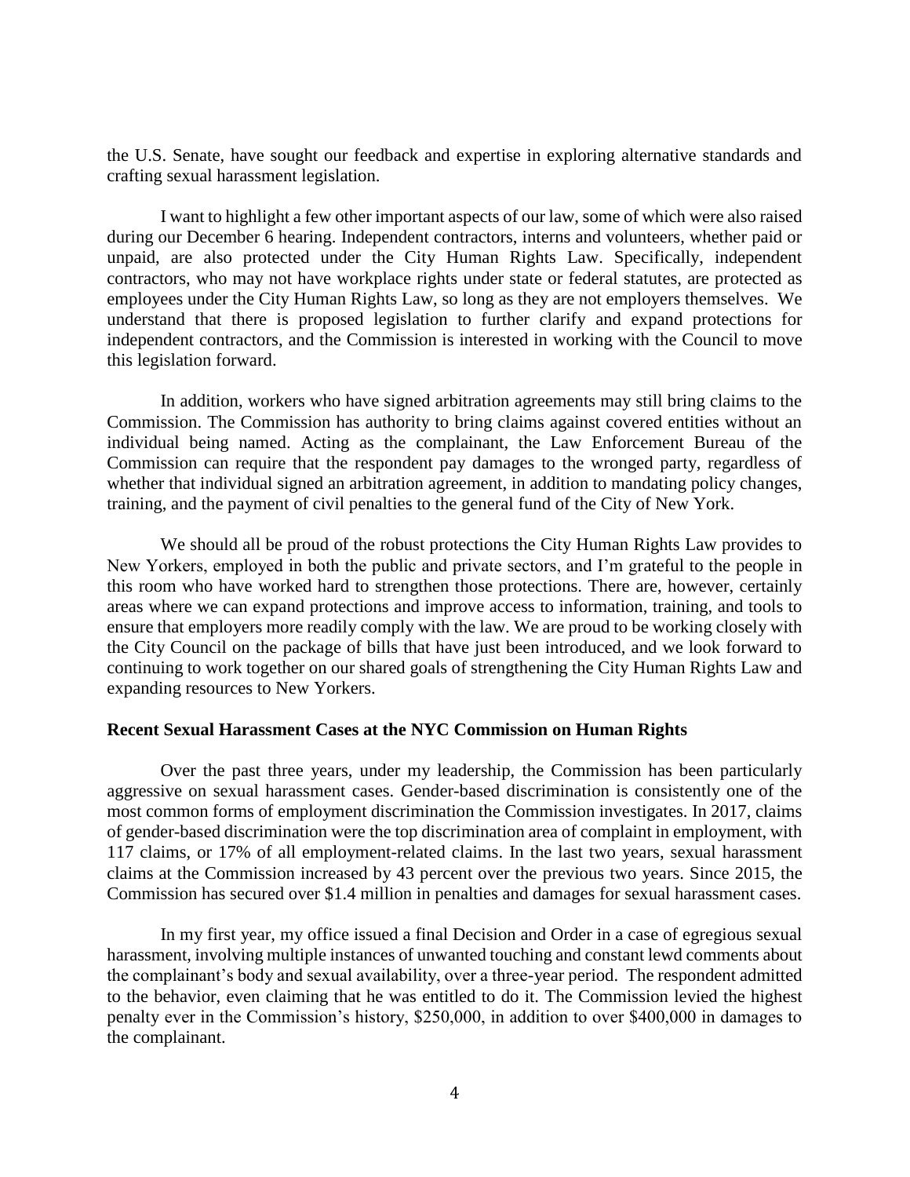the U.S. Senate, have sought our feedback and expertise in exploring alternative standards and crafting sexual harassment legislation.

I want to highlight a few other important aspects of our law, some of which were also raised during our December 6 hearing. Independent contractors, interns and volunteers, whether paid or unpaid, are also protected under the City Human Rights Law. Specifically, independent contractors, who may not have workplace rights under state or federal statutes, are protected as employees under the City Human Rights Law, so long as they are not employers themselves. We understand that there is proposed legislation to further clarify and expand protections for independent contractors, and the Commission is interested in working with the Council to move this legislation forward.

In addition, workers who have signed arbitration agreements may still bring claims to the Commission. The Commission has authority to bring claims against covered entities without an individual being named. Acting as the complainant, the Law Enforcement Bureau of the Commission can require that the respondent pay damages to the wronged party, regardless of whether that individual signed an arbitration agreement, in addition to mandating policy changes, training, and the payment of civil penalties to the general fund of the City of New York.

We should all be proud of the robust protections the City Human Rights Law provides to New Yorkers, employed in both the public and private sectors, and I'm grateful to the people in this room who have worked hard to strengthen those protections. There are, however, certainly areas where we can expand protections and improve access to information, training, and tools to ensure that employers more readily comply with the law. We are proud to be working closely with the City Council on the package of bills that have just been introduced, and we look forward to continuing to work together on our shared goals of strengthening the City Human Rights Law and expanding resources to New Yorkers.

**Recent Sexual Harassment Cases at the NYC Commission on Human Rights**

Over the past three years, under my leadership, the Commission has been particularly aggressive on sexual harassment cases. Gender-based discrimination is consistently one of the most common forms of employment discrimination the Commission investigates. In 2017, claims of gender-based discrimination were the top discrimination area of complaint in employment, with 117 claims, or 17% of all employment-related claims. In the last two years, sexual harassment claims at the Commission increased by 43 percent over the previous two years. Since 2015, the Commission has secured over $1.4 million in penalties and damages for sexual harassment cases.

In my first year, my office issued a final Decision and Order in a case of egregious sexual harassment, involving multiple instances of unwanted touching and constant lewd comments about the complainant's body and sexual availability, over a three-year period. The respondent admitted to the behavior, even claiming that he was entitled to do it. The Commission levied the highest penalty ever in the Commission's history, $250,000, in addition to over $400,000 in damages to the complainant.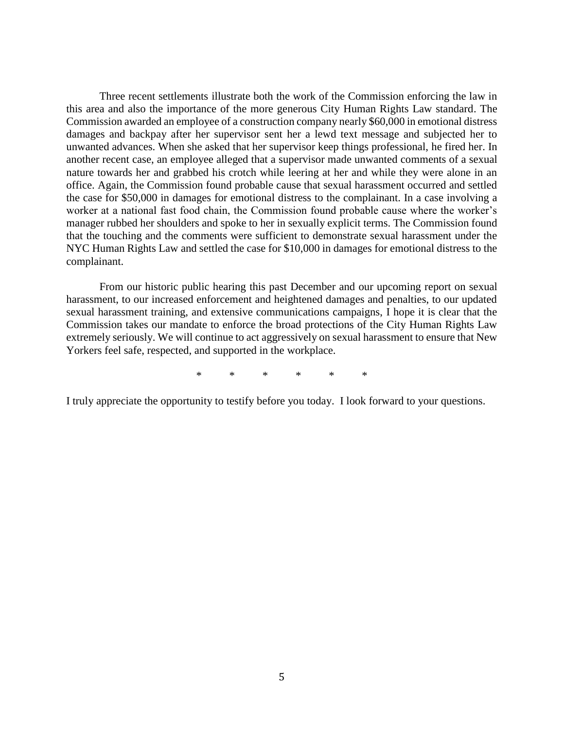Three recent settlements illustrate both the work of the Commission enforcing the law in this area and also the importance of the more generous City Human Rights Law standard. The Commission awarded an employee of a construction company nearly $60,000 in emotional distress damages and backpay after her supervisor sent her a lewd text message and subjected her to unwanted advances. When she asked that her supervisor keep things professional, he fired her. In another recent case, an employee alleged that a supervisor made unwanted comments of a sexual nature towards her and grabbed his crotch while leering at her and while they were alone in an office. Again, the Commission found probable cause that sexual harassment occurred and settled the case for $50,000 in damages for emotional distress to the complainant. In a case involving a worker at a national fast food chain, the Commission found probable cause where the worker's manager rubbed her shoulders and spoke to her in sexually explicit terms. The Commission found that the touching and the comments were sufficient to demonstrate sexual harassment under the NYC Human Rights Law and settled the case for $10,000 in damages for emotional distress to the complainant.

From our historic public hearing this past December and our upcoming report on sexual harassment, to our increased enforcement and heightened damages and penalties, to our updated sexual harassment training, and extensive communications campaigns, I hope it is clear that the Commission takes our mandate to enforce the broad protections of the City Human Rights Law extremely seriously. We will continue to act aggressively on sexual harassment to ensure that New Yorkers feel safe, respected, and supported in the workplace.

\* \* \* \* \* \*

I truly appreciate the opportunity to testify before you today. I look forward to your questions.